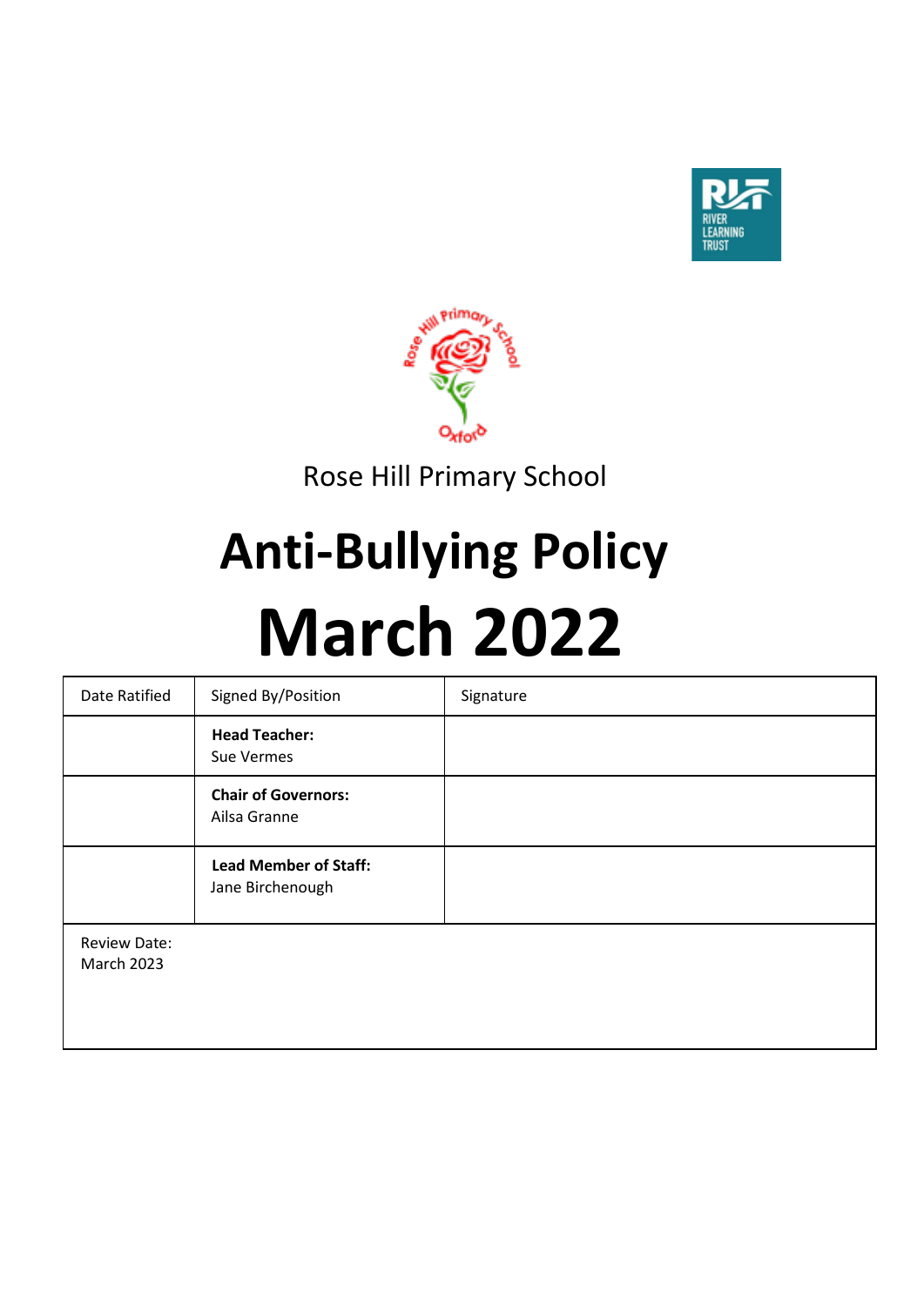Rose Hill Primary School

# Anti-Bullying Policy

# March 2022

| Date Ratified | Signed By/Position | Signature |
|---|---|---|
| | **Head Teacher:** Sue Vermes | |
| | **Chair of Governors:** Ailsa Granne | |
| | **Lead Member of Staff:** Jane Birchenough | |
| Review Date: March 2023 | | |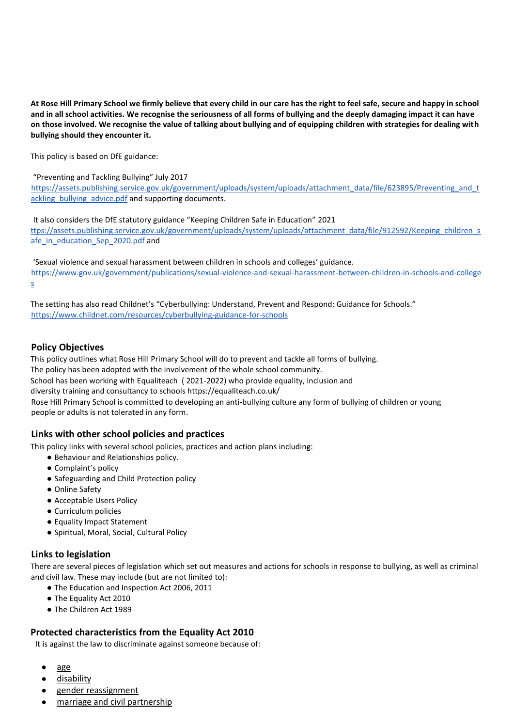**At Rose Hill Primary School we firmly believe that every child in our care has the right to feel safe, secure and happy in school and in all school activities. We recognise the seriousness of all forms of bullying and the deeply damaging impact it can have on those involved. We recognise the value of talking about bullying and of equipping children with strategies for dealing with bullying should they encounter it.**

This policy is based on DfE guidance:

"Preventing and Tackling Bullying" July 2017
https://assets.publishing.service.gov.uk/government/uploads/system/uploads/attachment_data/file/623895/Preventing_and_tackling_bullying_advice.pdf and supporting documents.

It also considers the DfE statutory guidance "Keeping Children Safe in Education" 2021
ttps://assets.publishing.service.gov.uk/government/uploads/system/uploads/attachment_data/file/912592/Keeping_children_safe_in_education_Sep_2020.pdf and

'Sexual violence and sexual harassment between children in schools and colleges' guidance.
https://www.gov.uk/government/publications/sexual-violence-and-sexual-harassment-between-children-in-schools-and-colleges

The setting has also read Childnet's "Cyberbullying: Understand, Prevent and Respond: Guidance for Schools."
https://www.childnet.com/resources/cyberbullying-guidance-for-schools

## Policy Objectives

This policy outlines what Rose Hill Primary School will do to prevent and tackle all forms of bullying.
The policy has been adopted with the involvement of the whole school community.
School has been working with Equaliteach (2021-2022) who provide equality, inclusion and diversity training and consultancy to schools https://equaliteach.co.uk/
Rose Hill Primary School is committed to developing an anti-bullying culture any form of bullying of children or young people or adults is not tolerated in any form.

## Links with other school policies and practices

This policy links with several school policies, practices and action plans including:

- Behaviour and Relationships policy.
- Complaint's policy
- Safeguarding and Child Protection policy
- Online Safety
- Acceptable Users Policy
- Curriculum policies
- Equality Impact Statement
- Spiritual, Moral, Social, Cultural Policy

## Links to legislation

There are several pieces of legislation which set out measures and actions for schools in response to bullying, as well as criminal and civil law. These may include (but are not limited to):

- The Education and Inspection Act 2006, 2011
- The Equality Act 2010
- The Children Act 1989

## Protected characteristics from the Equality Act 2010

It is against the law to discriminate against someone because of:

- age
- disability
- gender reassignment
- marriage and civil partnership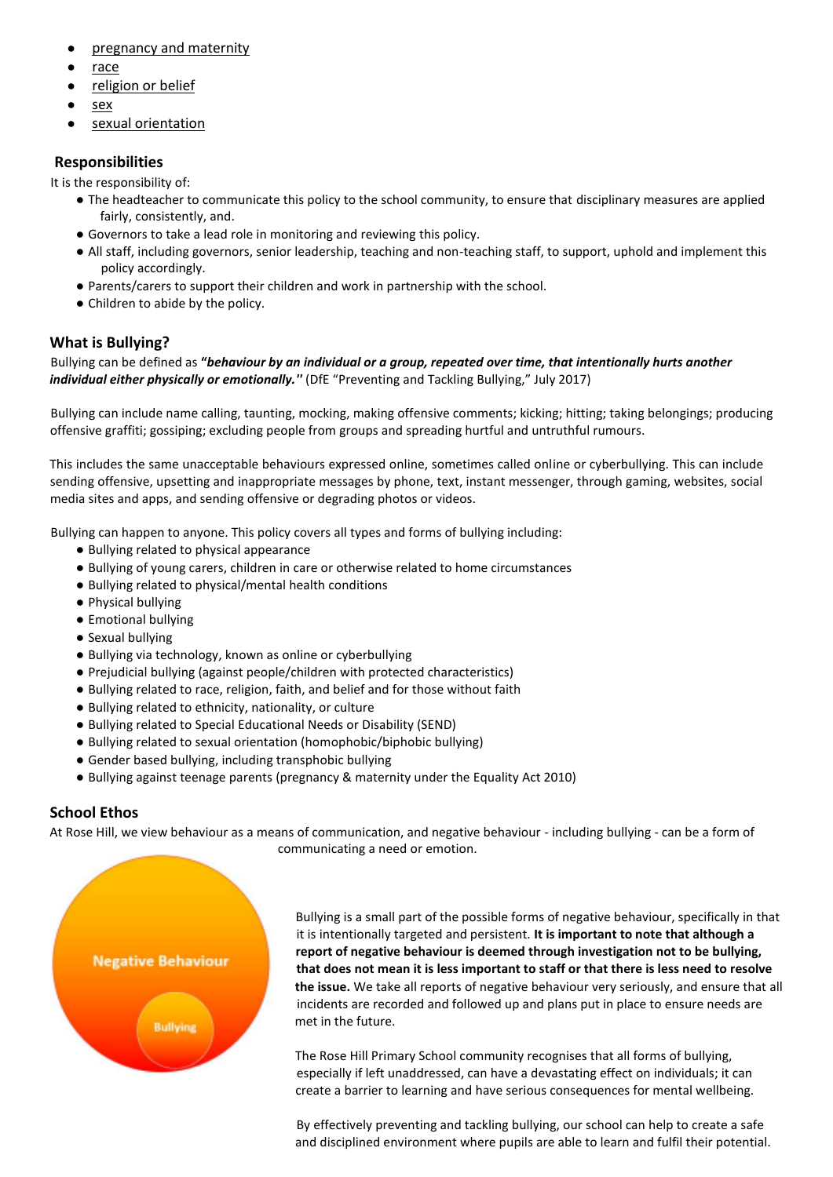- pregnancy and maternity
- race
- religion or belief
- sex
- sexual orientation

## Responsibilities

It is the responsibility of:

- The headteacher to communicate this policy to the school community, to ensure that disciplinary measures are applied fairly, consistently, and.
- Governors to take a lead role in monitoring and reviewing this policy.
- All staff, including governors, senior leadership, teaching and non-teaching staff, to support, uphold and implement this policy accordingly.
- Parents/carers to support their children and work in partnership with the school.
- Children to abide by the policy.

## What is Bullying?

Bullying can be defined as **"*behaviour by an individual or a group, repeated over time, that intentionally hurts another individual either physically or emotionally.*"** (DfE "Preventing and Tackling Bullying," July 2017)

Bullying can include name calling, taunting, mocking, making offensive comments; kicking; hitting; taking belongings; producing offensive graffiti; gossiping; excluding people from groups and spreading hurtful and untruthful rumours.

This includes the same unacceptable behaviours expressed online, sometimes called online or cyberbullying. This can include sending offensive, upsetting and inappropriate messages by phone, text, instant messenger, through gaming, websites, social media sites and apps, and sending offensive or degrading photos or videos.

Bullying can happen to anyone. This policy covers all types and forms of bullying including:

- Bullying related to physical appearance
- Bullying of young carers, children in care or otherwise related to home circumstances
- Bullying related to physical/mental health conditions
- Physical bullying
- Emotional bullying
- Sexual bullying
- Bullying via technology, known as online or cyberbullying
- Prejudicial bullying (against people/children with protected characteristics)
- Bullying related to race, religion, faith, and belief and for those without faith
- Bullying related to ethnicity, nationality, or culture
- Bullying related to Special Educational Needs or Disability (SEND)
- Bullying related to sexual orientation (homophobic/biphobic bullying)
- Gender based bullying, including transphobic bullying
- Bullying against teenage parents (pregnancy & maternity under the Equality Act 2010)

## School Ethos

At Rose Hill, we view behaviour as a means of communication, and negative behaviour - including bullying - can be a form of communicating a need or emotion.

Negative Behaviour

Bullying

Bullying is a small part of the possible forms of negative behaviour, specifically in that it is intentionally targeted and persistent. **It is important to note that although a report of negative behaviour is deemed through investigation not to be bullying, that does not mean it is less important to staff or that there is less need to resolve the issue.** We take all reports of negative behaviour very seriously, and ensure that all incidents are recorded and followed up and plans put in place to ensure needs are met in the future.

The Rose Hill Primary School community recognises that all forms of bullying, especially if left unaddressed, can have a devastating effect on individuals; it can create a barrier to learning and have serious consequences for mental wellbeing.

By effectively preventing and tackling bullying, our school can help to create a safe and disciplined environment where pupils are able to learn and fulfil their potential.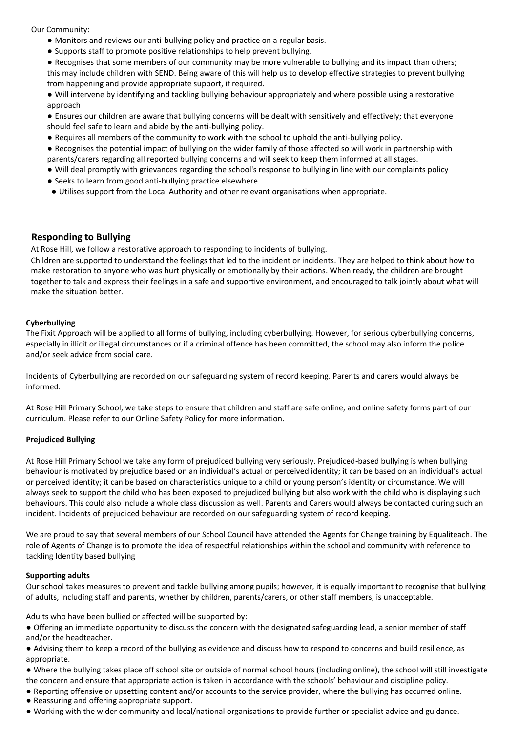Our Community:

- Monitors and reviews our anti-bullying policy and practice on a regular basis.
- Supports staff to promote positive relationships to help prevent bullying.
- Recognises that some members of our community may be more vulnerable to bullying and its impact than others; this may include children with SEND. Being aware of this will help us to develop effective strategies to prevent bullying from happening and provide appropriate support, if required.
- Will intervene by identifying and tackling bullying behaviour appropriately and where possible using a restorative approach
- Ensures our children are aware that bullying concerns will be dealt with sensitively and effectively; that everyone should feel safe to learn and abide by the anti-bullying policy.
- Requires all members of the community to work with the school to uphold the anti-bullying policy.
- Recognises the potential impact of bullying on the wider family of those affected so will work in partnership with parents/carers regarding all reported bullying concerns and will seek to keep them informed at all stages.
- Will deal promptly with grievances regarding the school's response to bullying in line with our complaints policy
- Seeks to learn from good anti-bullying practice elsewhere.
- Utilises support from the Local Authority and other relevant organisations when appropriate.

## Responding to Bullying

At Rose Hill, we follow a restorative approach to responding to incidents of bullying.

Children are supported to understand the feelings that led to the incident or incidents. They are helped to think about how to make restoration to anyone who was hurt physically or emotionally by their actions. When ready, the children are brought together to talk and express their feelings in a safe and supportive environment, and encouraged to talk jointly about what will make the situation better.

**Cyberbullying**

The Fixit Approach will be applied to all forms of bullying, including cyberbullying. However, for serious cyberbullying concerns, especially in illicit or illegal circumstances or if a criminal offence has been committed, the school may also inform the police and/or seek advice from social care.

Incidents of Cyberbullying are recorded on our safeguarding system of record keeping. Parents and carers would always be informed.

At Rose Hill Primary School, we take steps to ensure that children and staff are safe online, and online safety forms part of our curriculum. Please refer to our Online Safety Policy for more information.

**Prejudiced Bullying**

At Rose Hill Primary School we take any form of prejudiced bullying very seriously. Prejudiced-based bullying is when bullying behaviour is motivated by prejudice based on an individual's actual or perceived identity; it can be based on an individual's actual or perceived identity; it can be based on characteristics unique to a child or young person's identity or circumstance. We will always seek to support the child who has been exposed to prejudiced bullying but also work with the child who is displaying such behaviours. This could also include a whole class discussion as well. Parents and Carers would always be contacted during such an incident. Incidents of prejudiced behaviour are recorded on our safeguarding system of record keeping.

We are proud to say that several members of our School Council have attended the Agents for Change training by Equaliteach. The role of Agents of Change is to promote the idea of respectful relationships within the school and community with reference to tackling Identity based bullying

**Supporting adults**

Our school takes measures to prevent and tackle bullying among pupils; however, it is equally important to recognise that bullying of adults, including staff and parents, whether by children, parents/carers, or other staff members, is unacceptable.

Adults who have been bullied or affected will be supported by:

- Offering an immediate opportunity to discuss the concern with the designated safeguarding lead, a senior member of staff and/or the headteacher.
- Advising them to keep a record of the bullying as evidence and discuss how to respond to concerns and build resilience, as appropriate.
- Where the bullying takes place off school site or outside of normal school hours (including online), the school will still investigate the concern and ensure that appropriate action is taken in accordance with the schools' behaviour and discipline policy.
- Reporting offensive or upsetting content and/or accounts to the service provider, where the bullying has occurred online.
- Reassuring and offering appropriate support.
- Working with the wider community and local/national organisations to provide further or specialist advice and guidance.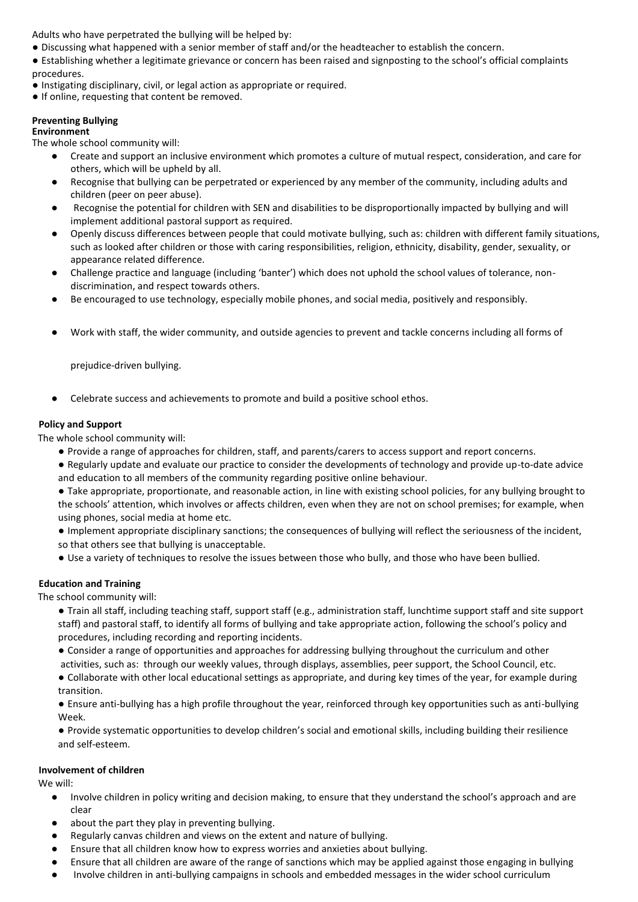Adults who have perpetrated the bullying will be helped by:

- Discussing what happened with a senior member of staff and/or the headteacher to establish the concern.
- Establishing whether a legitimate grievance or concern has been raised and signposting to the school's official complaints procedures.
- Instigating disciplinary, civil, or legal action as appropriate or required.
- If online, requesting that content be removed.

**Preventing Bullying**

**Environment**

The whole school community will:

- Create and support an inclusive environment which promotes a culture of mutual respect, consideration, and care for others, which will be upheld by all.
- Recognise that bullying can be perpetrated or experienced by any member of the community, including adults and children (peer on peer abuse).
- Recognise the potential for children with SEN and disabilities to be disproportionally impacted by bullying and will implement additional pastoral support as required.
- Openly discuss differences between people that could motivate bullying, such as: children with different family situations, such as looked after children or those with caring responsibilities, religion, ethnicity, disability, gender, sexuality, or appearance related difference.
- Challenge practice and language (including 'banter') which does not uphold the school values of tolerance, non-discrimination, and respect towards others.
- Be encouraged to use technology, especially mobile phones, and social media, positively and responsibly.
- Work with staff, the wider community, and outside agencies to prevent and tackle concerns including all forms of prejudice-driven bullying.
- Celebrate success and achievements to promote and build a positive school ethos.

**Policy and Support**

The whole school community will:

- Provide a range of approaches for children, staff, and parents/carers to access support and report concerns.
- Regularly update and evaluate our practice to consider the developments of technology and provide up-to-date advice and education to all members of the community regarding positive online behaviour.
- Take appropriate, proportionate, and reasonable action, in line with existing school policies, for any bullying brought to the schools' attention, which involves or affects children, even when they are not on school premises; for example, when using phones, social media at home etc.
- Implement appropriate disciplinary sanctions; the consequences of bullying will reflect the seriousness of the incident, so that others see that bullying is unacceptable.
- Use a variety of techniques to resolve the issues between those who bully, and those who have been bullied.

**Education and Training**

The school community will:

- Train all staff, including teaching staff, support staff (e.g., administration staff, lunchtime support staff and site support staff) and pastoral staff, to identify all forms of bullying and take appropriate action, following the school's policy and procedures, including recording and reporting incidents.
- Consider a range of opportunities and approaches for addressing bullying throughout the curriculum and other activities, such as: through our weekly values, through displays, assemblies, peer support, the School Council, etc.
- Collaborate with other local educational settings as appropriate, and during key times of the year, for example during transition.
- Ensure anti-bullying has a high profile throughout the year, reinforced through key opportunities such as anti-bullying Week.
- Provide systematic opportunities to develop children's social and emotional skills, including building their resilience and self-esteem.

**Involvement of children**

We will:

- Involve children in policy writing and decision making, to ensure that they understand the school's approach and are clear
- about the part they play in preventing bullying.
- Regularly canvas children and views on the extent and nature of bullying.
- Ensure that all children know how to express worries and anxieties about bullying.
- Ensure that all children are aware of the range of sanctions which may be applied against those engaging in bullying
- Involve children in anti-bullying campaigns in schools and embedded messages in the wider school curriculum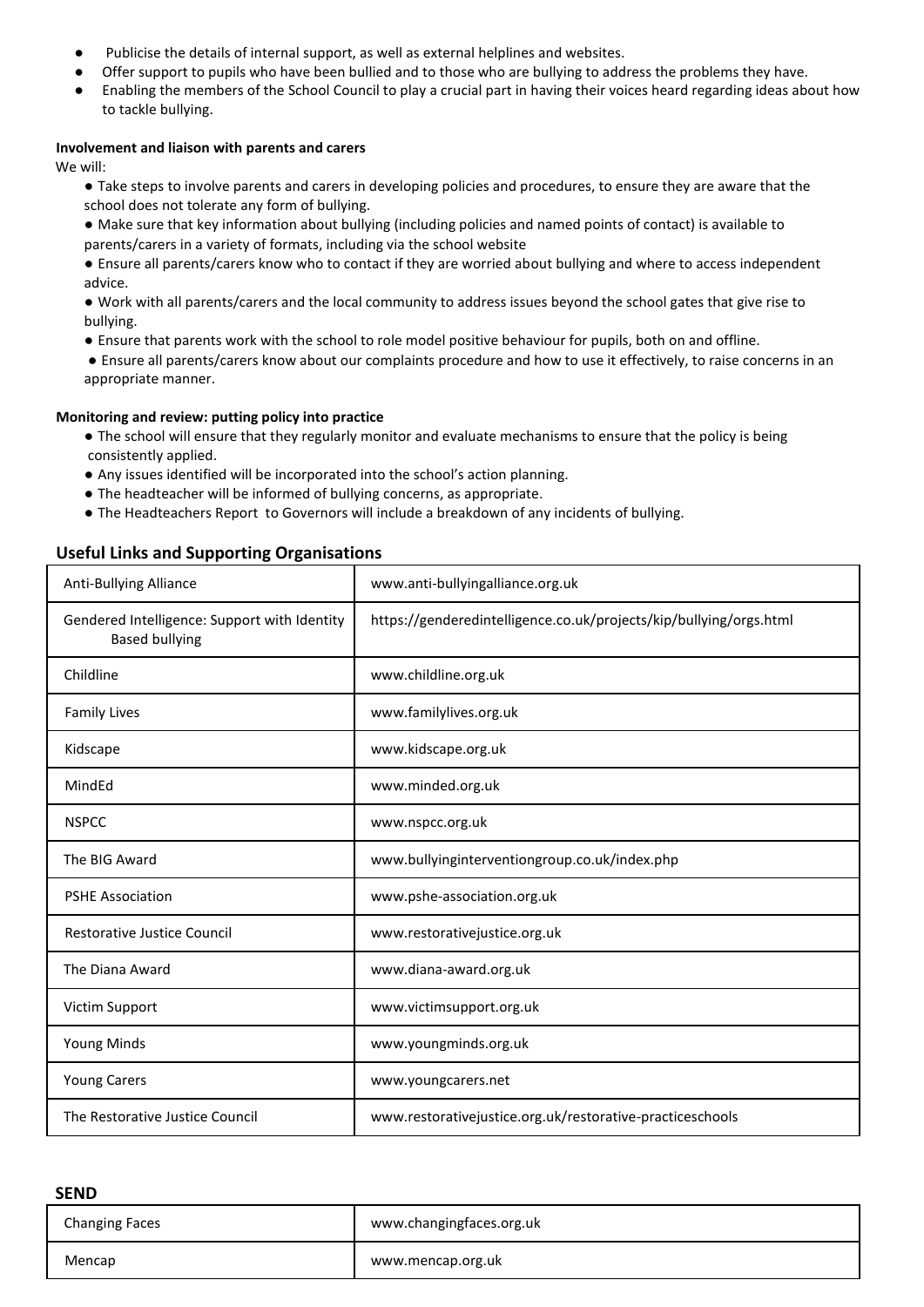- Publicise the details of internal support, as well as external helplines and websites.
- Offer support to pupils who have been bullied and to those who are bullying to address the problems they have.
- Enabling the members of the School Council to play a crucial part in having their voices heard regarding ideas about how to tackle bullying.

**Involvement and liaison with parents and carers**

We will:

- Take steps to involve parents and carers in developing policies and procedures, to ensure they are aware that the school does not tolerate any form of bullying.
- Make sure that key information about bullying (including policies and named points of contact) is available to parents/carers in a variety of formats, including via the school website
- Ensure all parents/carers know who to contact if they are worried about bullying and where to access independent advice.
- Work with all parents/carers and the local community to address issues beyond the school gates that give rise to bullying.
- Ensure that parents work with the school to role model positive behaviour for pupils, both on and offline.
- Ensure all parents/carers know about our complaints procedure and how to use it effectively, to raise concerns in an appropriate manner.

**Monitoring and review: putting policy into practice**

- The school will ensure that they regularly monitor and evaluate mechanisms to ensure that the policy is being consistently applied.
- Any issues identified will be incorporated into the school's action planning.
- The headteacher will be informed of bullying concerns, as appropriate.
- The Headteachers Report to Governors will include a breakdown of any incidents of bullying.

## Useful Links and Supporting Organisations

| Organisation | Website |
|---|---|
| Anti-Bullying Alliance | www.anti-bullyingalliance.org.uk |
| Gendered Intelligence: Support with Identity Based bullying | https://genderedintelligence.co.uk/projects/kip/bullying/orgs.html |
| Childline | www.childline.org.uk |
| Family Lives | www.familylives.org.uk |
| Kidscape | www.kidscape.org.uk |
| MindEd | www.minded.org.uk |
| NSPCC | www.nspcc.org.uk |
| The BIG Award | www.bullyinginterventiongroup.co.uk/index.php |
| PSHE Association | www.pshe-association.org.uk |
| Restorative Justice Council | www.restorativejustice.org.uk |
| The Diana Award | www.diana-award.org.uk |
| Victim Support | www.victimsupport.org.uk |
| Young Minds | www.youngminds.org.uk |
| Young Carers | www.youngcarers.net |
| The Restorative Justice Council | www.restorativejustice.org.uk/restorative-practiceschools |

**SEND**

| Organisation | Website |
|---|---|
| Changing Faces | www.changingfaces.org.uk |
| Mencap | www.mencap.org.uk |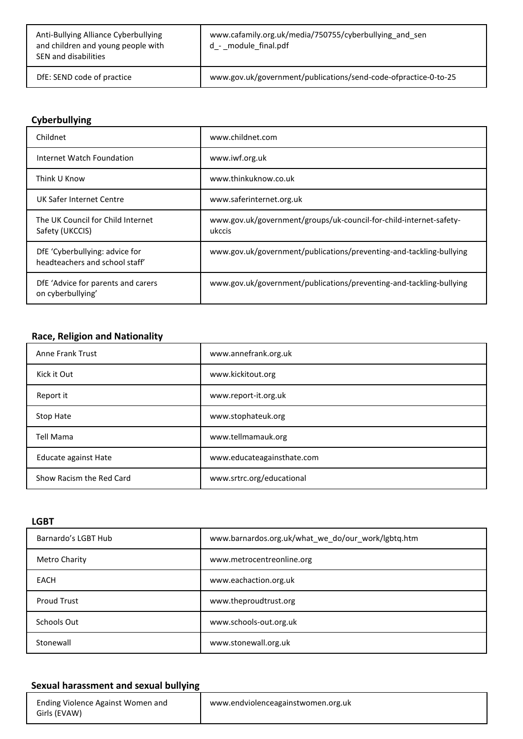| | |
|---|---|
| Anti-Bullying Alliance Cyberbullying and children and young people with SEN and disabilities | www.cafamily.org.uk/media/750755/cyberbullying_and_send_-_module_final.pdf |
| DfE: SEND code of practice | www.gov.uk/government/publications/send-code-ofpractice-0-to-25 |

### Cyberbullying

| | |
|---|---|
| Childnet | www.childnet.com |
| Internet Watch Foundation | www.iwf.org.uk |
| Think U Know | www.thinkuknow.co.uk |
| UK Safer Internet Centre | www.saferinternet.org.uk |
| The UK Council for Child Internet Safety (UKCCIS) | www.gov.uk/government/groups/uk-council-for-child-internet-safety-ukccis |
| DfE 'Cyberbullying: advice for headteachers and school staff' | www.gov.uk/government/publications/preventing-and-tackling-bullying |
| DfE 'Advice for parents and carers on cyberbullying' | www.gov.uk/government/publications/preventing-and-tackling-bullying |

### Race, Religion and Nationality

| | |
|---|---|
| Anne Frank Trust | www.annefrank.org.uk |
| Kick it Out | www.kickitout.org |
| Report it | www.report-it.org.uk |
| Stop Hate | www.stophateuk.org |
| Tell Mama | www.tellmamauk.org |
| Educate against Hate | www.educateagainsthate.com |
| Show Racism the Red Card | www.srtrc.org/educational |

### LGBT

| | |
|---|---|
| Barnardo's LGBT Hub | www.barnardos.org.uk/what_we_do/our_work/lgbtq.htm |
| Metro Charity | www.metrocentreonline.org |
| EACH | www.eachaction.org.uk |
| Proud Trust | www.theproudtrust.org |
| Schools Out | www.schools-out.org.uk |
| Stonewall | www.stonewall.org.uk |

### Sexual harassment and sexual bullying

| | |
|---|---|
| Ending Violence Against Women and Girls (EVAW) | www.endviolenceagainstwomen.org.uk |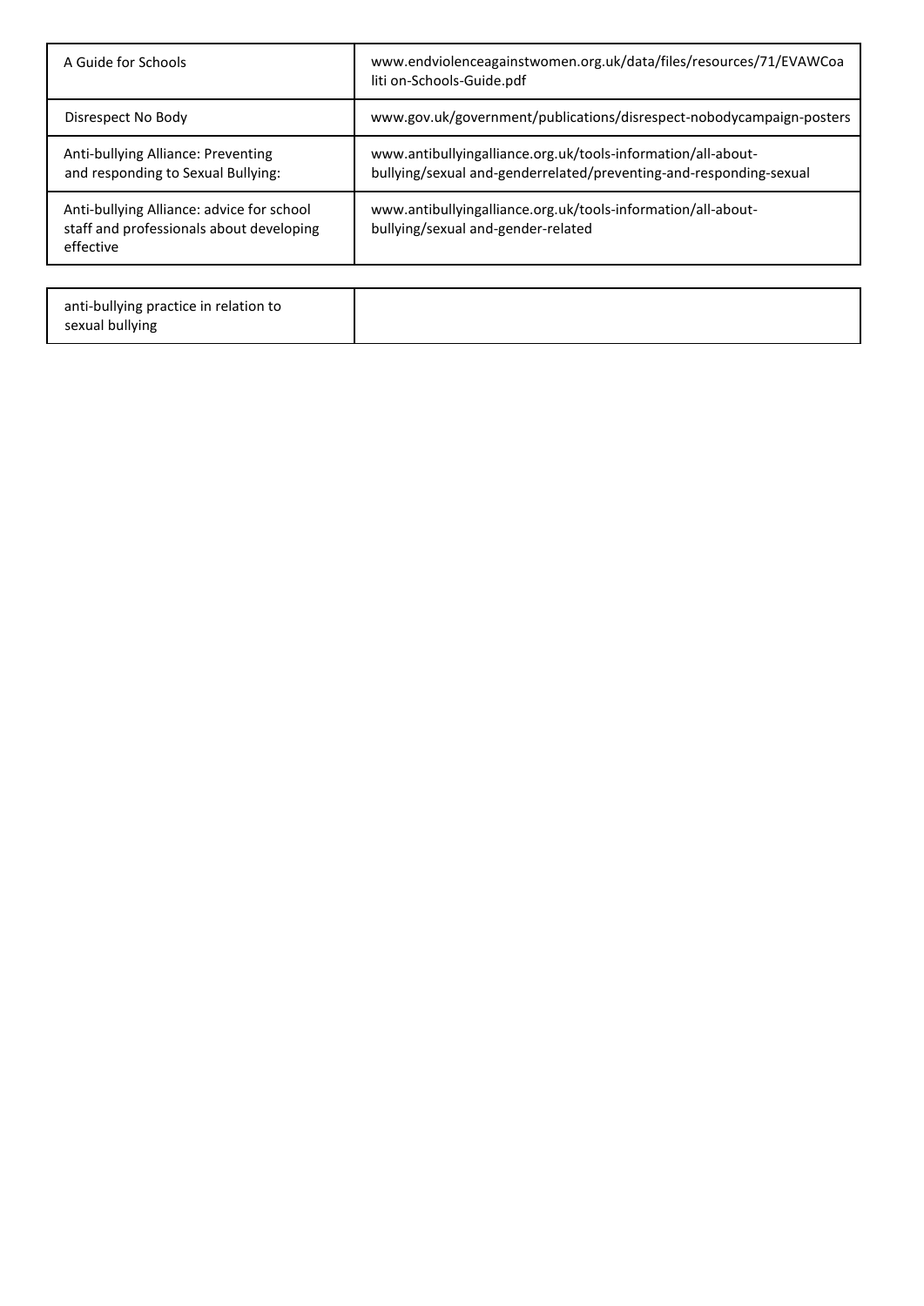| | |
|---|---|
| A Guide for Schools | www.endviolenceagainstwomen.org.uk/data/files/resources/71/EVAWCoaliti on-Schools-Guide.pdf |
| Disrespect No Body | www.gov.uk/government/publications/disrespect-nobodycampaign-posters |
| Anti-bullying Alliance: Preventing and responding to Sexual Bullying: | www.antibullyingalliance.org.uk/tools-information/all-about-bullying/sexual and-genderrelated/preventing-and-responding-sexual |
| Anti-bullying Alliance: advice for school staff and professionals about developing effective anti-bullying practice in relation to sexual bullying | www.antibullyingalliance.org.uk/tools-information/all-about-bullying/sexual and-gender-related |